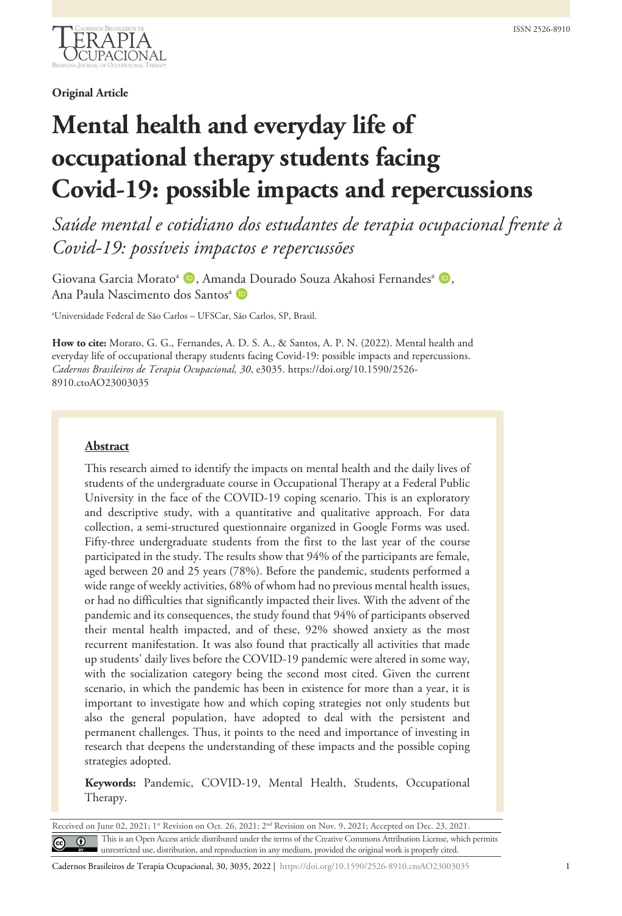Original Article

# Mental health and everyday life of occupational therapy students facing Covid-19: possible impacts and repercussions

*Saúde mental e cotidiano dos estudantes de terapia ocupacional frente à Covid-19: possíveis impactos e repercussões*

Giovana Garcia Morato[a], Amanda Dourado Souza Akahosi Fernandes[a], Ana Paula Nascimento dos Santos[a]

[a]Universidade Federal de São Carlos – UFSCar, São Carlos, SP, Brasil.

**How to cite:** Morato, G. G., Fernandes, A. D. S. A., & Santos, A. P. N. (2022). Mental health and everyday life of occupational therapy students facing Covid-19: possible impacts and repercussions. *Cadernos Brasileiros de Terapia Ocupacional, 30*, e3035. https://doi.org/10.1590/2526-8910.ctoAO23003035

## Abstract

This research aimed to identify the impacts on mental health and the daily lives of students of the undergraduate course in Occupational Therapy at a Federal Public University in the face of the COVID-19 coping scenario. This is an exploratory and descriptive study, with a quantitative and qualitative approach. For data collection, a semi-structured questionnaire organized in Google Forms was used. Fifty-three undergraduate students from the first to the last year of the course participated in the study. The results show that 94% of the participants are female, aged between 20 and 25 years (78%). Before the pandemic, students performed a wide range of weekly activities, 68% of whom had no previous mental health issues, or had no difficulties that significantly impacted their lives. With the advent of the pandemic and its consequences, the study found that 94% of participants observed their mental health impacted, and of these, 92% showed anxiety as the most recurrent manifestation. It was also found that practically all activities that made up students' daily lives before the COVID-19 pandemic were altered in some way, with the socialization category being the second most cited. Given the current scenario, in which the pandemic has been in existence for more than a year, it is important to investigate how and which coping strategies not only students but also the general population, have adopted to deal with the persistent and permanent challenges. Thus, it points to the need and importance of investing in research that deepens the understanding of these impacts and the possible coping strategies adopted.

**Keywords:** Pandemic, COVID-19, Mental Health, Students, Occupational Therapy.

Received on June 02, 2021; 1st Revision on Oct. 26, 2021; 2nd Revision on Nov. 9, 2021; Accepted on Dec. 23, 2021.

This is an Open Access article distributed under the terms of the Creative Commons Attribution License, which permits unrestricted use, distribution, and reproduction in any medium, provided the original work is properly cited.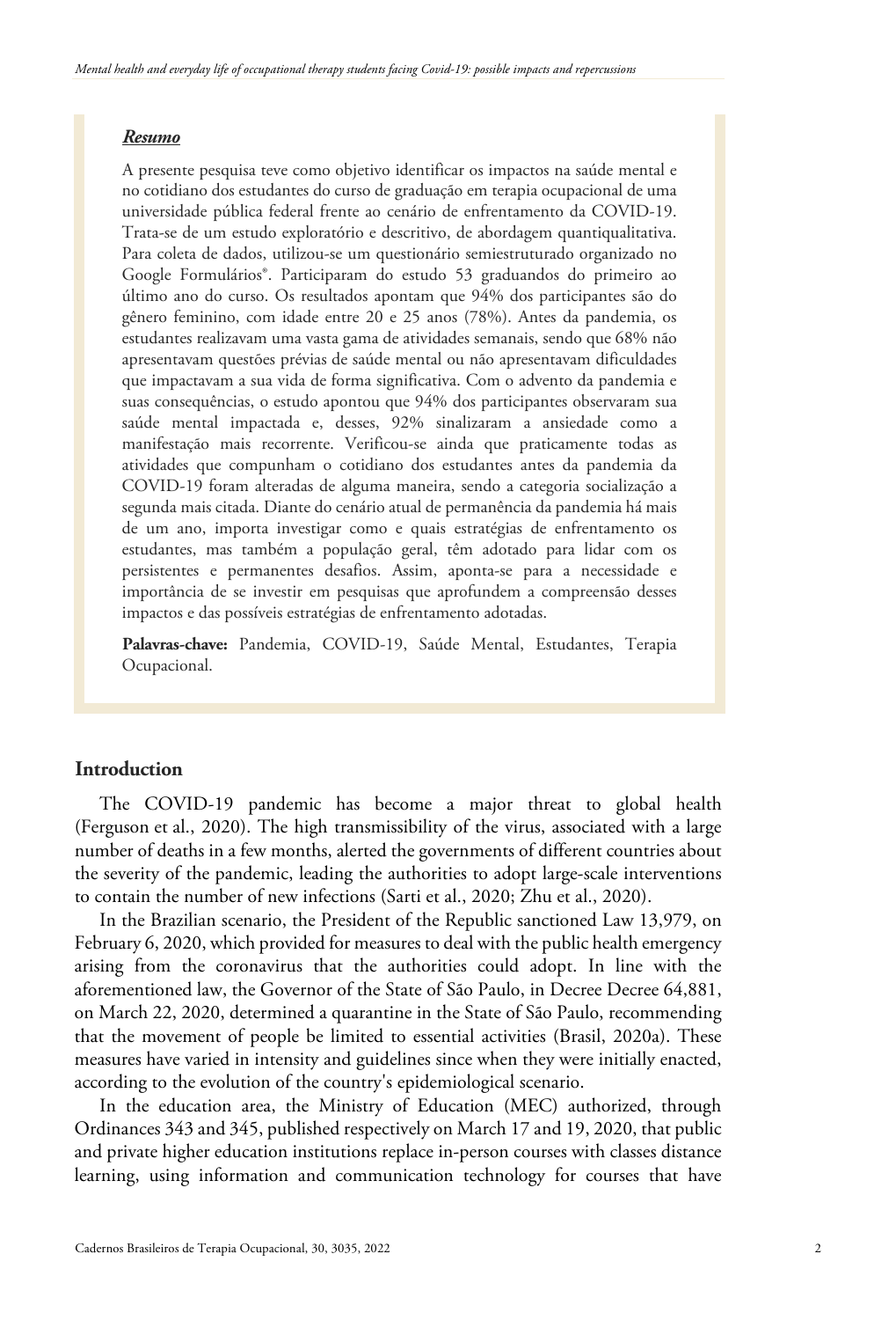***Resumo***

A presente pesquisa teve como objetivo identificar os impactos na saúde mental e no cotidiano dos estudantes do curso de graduação em terapia ocupacional de uma universidade pública federal frente ao cenário de enfrentamento da COVID-19. Trata-se de um estudo exploratório e descritivo, de abordagem quantiqualitativa. Para coleta de dados, utilizou-se um questionário semiestruturado organizado no Google Formulários®. Participaram do estudo 53 graduandos do primeiro ao último ano do curso. Os resultados apontam que 94% dos participantes são do gênero feminino, com idade entre 20 e 25 anos (78%). Antes da pandemia, os estudantes realizavam uma vasta gama de atividades semanais, sendo que 68% não apresentavam questões prévias de saúde mental ou não apresentavam dificuldades que impactavam a sua vida de forma significativa. Com o advento da pandemia e suas consequências, o estudo apontou que 94% dos participantes observaram sua saúde mental impactada e, desses, 92% sinalizaram a ansiedade como a manifestação mais recorrente. Verificou-se ainda que praticamente todas as atividades que compunham o cotidiano dos estudantes antes da pandemia da COVID-19 foram alteradas de alguma maneira, sendo a categoria socialização a segunda mais citada. Diante do cenário atual de permanência da pandemia há mais de um ano, importa investigar como e quais estratégias de enfrentamento os estudantes, mas também a população geral, têm adotado para lidar com os persistentes e permanentes desafios. Assim, aponta-se para a necessidade e importância de se investir em pesquisas que aprofundem a compreensão desses impactos e das possíveis estratégias de enfrentamento adotadas.

**Palavras-chave:** Pandemia, COVID-19, Saúde Mental, Estudantes, Terapia Ocupacional.

## Introduction

The COVID-19 pandemic has become a major threat to global health (Ferguson et al., 2020). The high transmissibility of the virus, associated with a large number of deaths in a few months, alerted the governments of different countries about the severity of the pandemic, leading the authorities to adopt large-scale interventions to contain the number of new infections (Sarti et al., 2020; Zhu et al., 2020).

In the Brazilian scenario, the President of the Republic sanctioned Law 13,979, on February 6, 2020, which provided for measures to deal with the public health emergency arising from the coronavirus that the authorities could adopt. In line with the aforementioned law, the Governor of the State of São Paulo, in Decree Decree 64,881, on March 22, 2020, determined a quarantine in the State of São Paulo, recommending that the movement of people be limited to essential activities (Brasil, 2020a). These measures have varied in intensity and guidelines since when they were initially enacted, according to the evolution of the country's epidemiological scenario.

In the education area, the Ministry of Education (MEC) authorized, through Ordinances 343 and 345, published respectively on March 17 and 19, 2020, that public and private higher education institutions replace in-person courses with classes distance learning, using information and communication technology for courses that have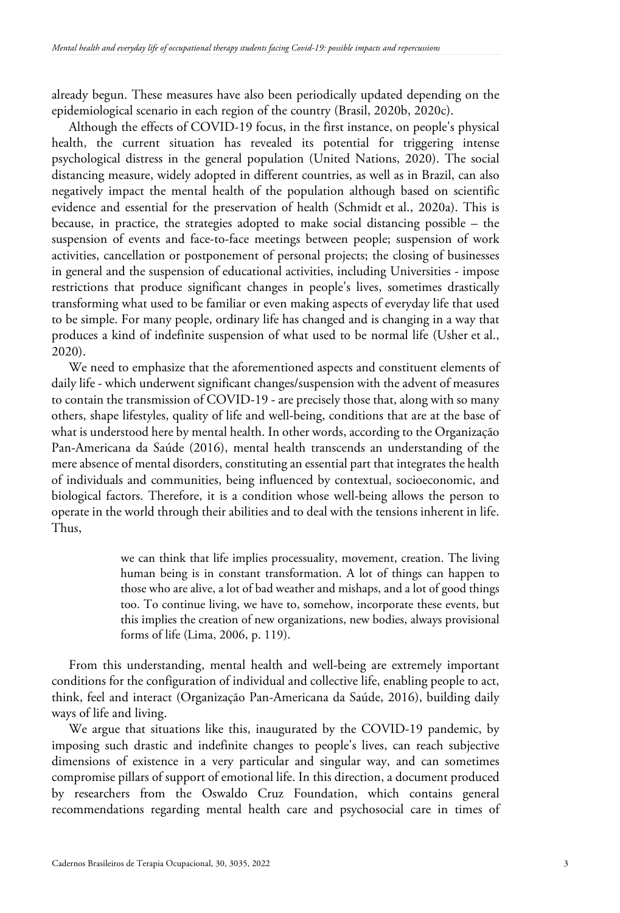already begun. These measures have also been periodically updated depending on the epidemiological scenario in each region of the country (Brasil, 2020b, 2020c).

Although the effects of COVID-19 focus, in the first instance, on people's physical health, the current situation has revealed its potential for triggering intense psychological distress in the general population (United Nations, 2020). The social distancing measure, widely adopted in different countries, as well as in Brazil, can also negatively impact the mental health of the population although based on scientific evidence and essential for the preservation of health (Schmidt et al., 2020a). This is because, in practice, the strategies adopted to make social distancing possible – the suspension of events and face-to-face meetings between people; suspension of work activities, cancellation or postponement of personal projects; the closing of businesses in general and the suspension of educational activities, including Universities - impose restrictions that produce significant changes in people's lives, sometimes drastically transforming what used to be familiar or even making aspects of everyday life that used to be simple. For many people, ordinary life has changed and is changing in a way that produces a kind of indefinite suspension of what used to be normal life (Usher et al., 2020).

We need to emphasize that the aforementioned aspects and constituent elements of daily life - which underwent significant changes/suspension with the advent of measures to contain the transmission of COVID-19 - are precisely those that, along with so many others, shape lifestyles, quality of life and well-being, conditions that are at the base of what is understood here by mental health. In other words, according to the Organização Pan-Americana da Saúde (2016), mental health transcends an understanding of the mere absence of mental disorders, constituting an essential part that integrates the health of individuals and communities, being influenced by contextual, socioeconomic, and biological factors. Therefore, it is a condition whose well-being allows the person to operate in the world through their abilities and to deal with the tensions inherent in life. Thus,

> we can think that life implies processuality, movement, creation. The living human being is in constant transformation. A lot of things can happen to those who are alive, a lot of bad weather and mishaps, and a lot of good things too. To continue living, we have to, somehow, incorporate these events, but this implies the creation of new organizations, new bodies, always provisional forms of life (Lima, 2006, p. 119).

From this understanding, mental health and well-being are extremely important conditions for the configuration of individual and collective life, enabling people to act, think, feel and interact (Organização Pan-Americana da Saúde, 2016), building daily ways of life and living.

We argue that situations like this, inaugurated by the COVID-19 pandemic, by imposing such drastic and indefinite changes to people's lives, can reach subjective dimensions of existence in a very particular and singular way, and can sometimes compromise pillars of support of emotional life. In this direction, a document produced by researchers from the Oswaldo Cruz Foundation, which contains general recommendations regarding mental health care and psychosocial care in times of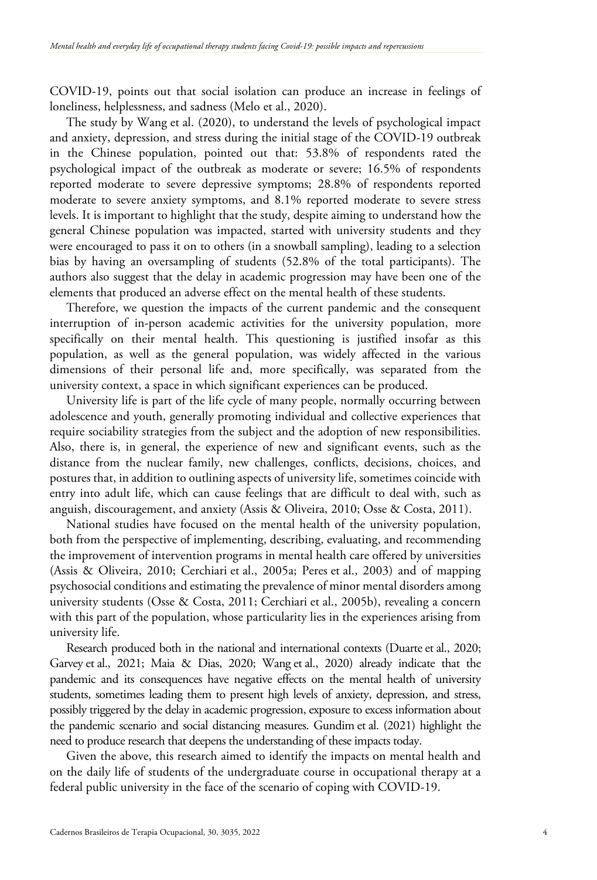COVID-19, points out that social isolation can produce an increase in feelings of loneliness, helplessness, and sadness (Melo et al., 2020).

The study by Wang et al. (2020), to understand the levels of psychological impact and anxiety, depression, and stress during the initial stage of the COVID-19 outbreak in the Chinese population, pointed out that: 53.8% of respondents rated the psychological impact of the outbreak as moderate or severe; 16.5% of respondents reported moderate to severe depressive symptoms; 28.8% of respondents reported moderate to severe anxiety symptoms, and 8.1% reported moderate to severe stress levels. It is important to highlight that the study, despite aiming to understand how the general Chinese population was impacted, started with university students and they were encouraged to pass it on to others (in a snowball sampling), leading to a selection bias by having an oversampling of students (52.8% of the total participants). The authors also suggest that the delay in academic progression may have been one of the elements that produced an adverse effect on the mental health of these students.

Therefore, we question the impacts of the current pandemic and the consequent interruption of in-person academic activities for the university population, more specifically on their mental health. This questioning is justified insofar as this population, as well as the general population, was widely affected in the various dimensions of their personal life and, more specifically, was separated from the university context, a space in which significant experiences can be produced.

University life is part of the life cycle of many people, normally occurring between adolescence and youth, generally promoting individual and collective experiences that require sociability strategies from the subject and the adoption of new responsibilities. Also, there is, in general, the experience of new and significant events, such as the distance from the nuclear family, new challenges, conflicts, decisions, choices, and postures that, in addition to outlining aspects of university life, sometimes coincide with entry into adult life, which can cause feelings that are difficult to deal with, such as anguish, discouragement, and anxiety (Assis & Oliveira, 2010; Osse & Costa, 2011).

National studies have focused on the mental health of the university population, both from the perspective of implementing, describing, evaluating, and recommending the improvement of intervention programs in mental health care offered by universities (Assis & Oliveira, 2010; Cerchiari et al., 2005a; Peres et al., 2003) and of mapping psychosocial conditions and estimating the prevalence of minor mental disorders among university students (Osse & Costa, 2011; Cerchiari et al., 2005b), revealing a concern with this part of the population, whose particularity lies in the experiences arising from university life.

Research produced both in the national and international contexts (Duarte et al., 2020; Garvey et al., 2021; Maia & Dias, 2020; Wang et al., 2020) already indicate that the pandemic and its consequences have negative effects on the mental health of university students, sometimes leading them to present high levels of anxiety, depression, and stress, possibly triggered by the delay in academic progression, exposure to excess information about the pandemic scenario and social distancing measures. Gundim et al. (2021) highlight the need to produce research that deepens the understanding of these impacts today.

Given the above, this research aimed to identify the impacts on mental health and on the daily life of students of the undergraduate course in occupational therapy at a federal public university in the face of the scenario of coping with COVID-19.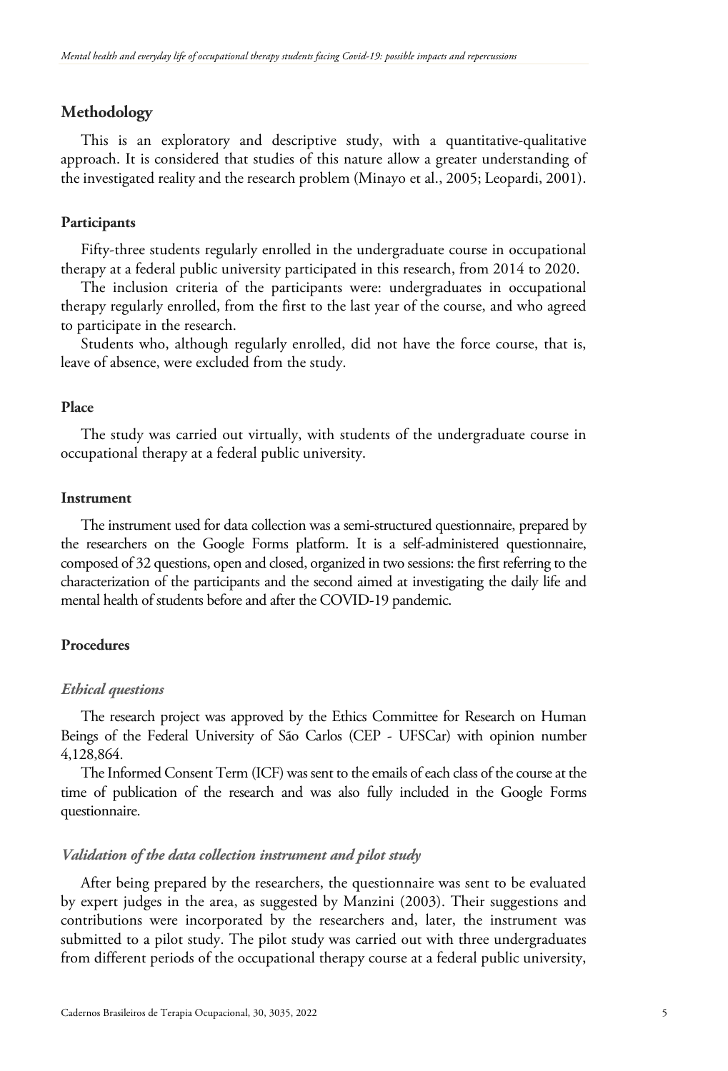## Methodology

This is an exploratory and descriptive study, with a quantitative-qualitative approach. It is considered that studies of this nature allow a greater understanding of the investigated reality and the research problem (Minayo et al., 2005; Leopardi, 2001).

### Participants

Fifty-three students regularly enrolled in the undergraduate course in occupational therapy at a federal public university participated in this research, from 2014 to 2020.

The inclusion criteria of the participants were: undergraduates in occupational therapy regularly enrolled, from the first to the last year of the course, and who agreed to participate in the research.

Students who, although regularly enrolled, did not have the force course, that is, leave of absence, were excluded from the study.

### Place

The study was carried out virtually, with students of the undergraduate course in occupational therapy at a federal public university.

### Instrument

The instrument used for data collection was a semi-structured questionnaire, prepared by the researchers on the Google Forms platform. It is a self-administered questionnaire, composed of 32 questions, open and closed, organized in two sessions: the first referring to the characterization of the participants and the second aimed at investigating the daily life and mental health of students before and after the COVID-19 pandemic.

### Procedures

#### *Ethical questions*

The research project was approved by the Ethics Committee for Research on Human Beings of the Federal University of São Carlos (CEP - UFSCar) with opinion number 4,128,864.

The Informed Consent Term (ICF) was sent to the emails of each class of the course at the time of publication of the research and was also fully included in the Google Forms questionnaire.

#### *Validation of the data collection instrument and pilot study*

After being prepared by the researchers, the questionnaire was sent to be evaluated by expert judges in the area, as suggested by Manzini (2003). Their suggestions and contributions were incorporated by the researchers and, later, the instrument was submitted to a pilot study. The pilot study was carried out with three undergraduates from different periods of the occupational therapy course at a federal public university,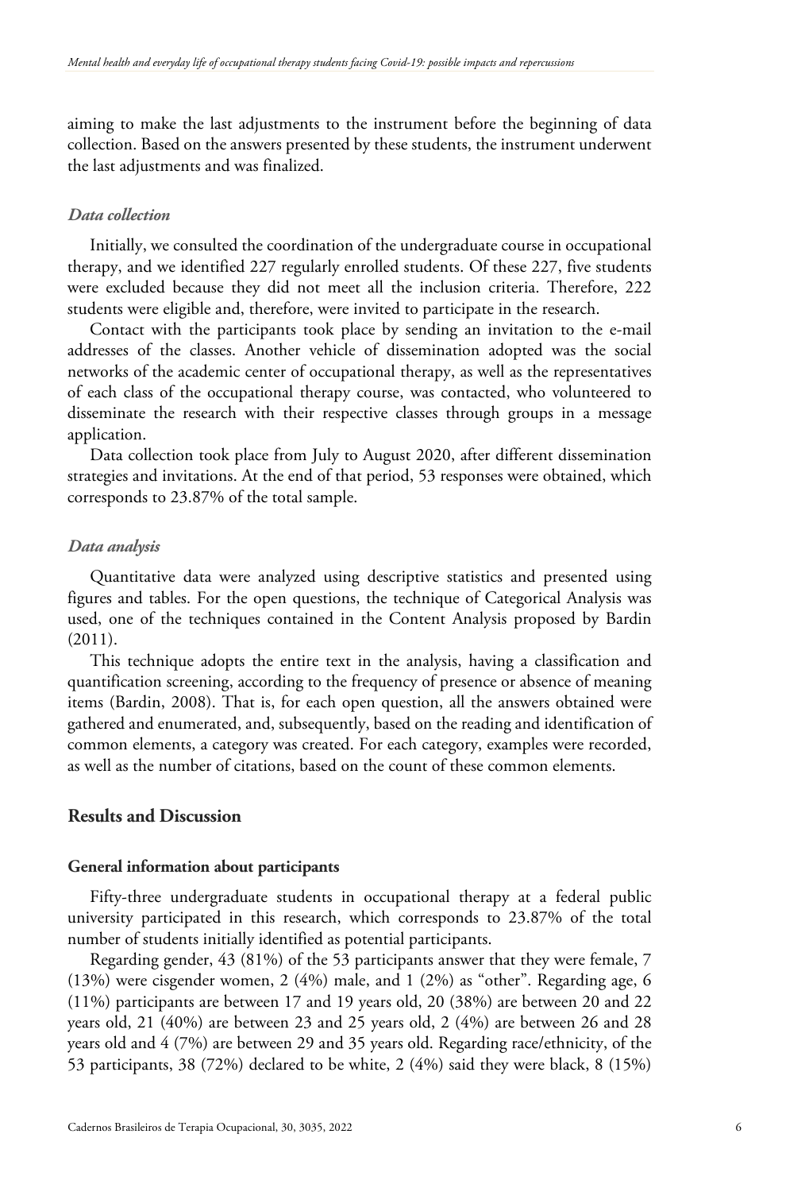aiming to make the last adjustments to the instrument before the beginning of data collection. Based on the answers presented by these students, the instrument underwent the last adjustments and was finalized.

### *Data collection*

Initially, we consulted the coordination of the undergraduate course in occupational therapy, and we identified 227 regularly enrolled students. Of these 227, five students were excluded because they did not meet all the inclusion criteria. Therefore, 222 students were eligible and, therefore, were invited to participate in the research.

Contact with the participants took place by sending an invitation to the e-mail addresses of the classes. Another vehicle of dissemination adopted was the social networks of the academic center of occupational therapy, as well as the representatives of each class of the occupational therapy course, was contacted, who volunteered to disseminate the research with their respective classes through groups in a message application.

Data collection took place from July to August 2020, after different dissemination strategies and invitations. At the end of that period, 53 responses were obtained, which corresponds to 23.87% of the total sample.

### *Data analysis*

Quantitative data were analyzed using descriptive statistics and presented using figures and tables. For the open questions, the technique of Categorical Analysis was used, one of the techniques contained in the Content Analysis proposed by Bardin (2011).

This technique adopts the entire text in the analysis, having a classification and quantification screening, according to the frequency of presence or absence of meaning items (Bardin, 2008). That is, for each open question, all the answers obtained were gathered and enumerated, and, subsequently, based on the reading and identification of common elements, a category was created. For each category, examples were recorded, as well as the number of citations, based on the count of these common elements.

## Results and Discussion

### General information about participants

Fifty-three undergraduate students in occupational therapy at a federal public university participated in this research, which corresponds to 23.87% of the total number of students initially identified as potential participants.

Regarding gender, 43 (81%) of the 53 participants answer that they were female, 7 (13%) were cisgender women, 2 (4%) male, and 1 (2%) as "other". Regarding age, 6 (11%) participants are between 17 and 19 years old, 20 (38%) are between 20 and 22 years old, 21 (40%) are between 23 and 25 years old, 2 (4%) are between 26 and 28 years old and 4 (7%) are between 29 and 35 years old. Regarding race/ethnicity, of the 53 participants, 38 (72%) declared to be white, 2 (4%) said they were black, 8 (15%)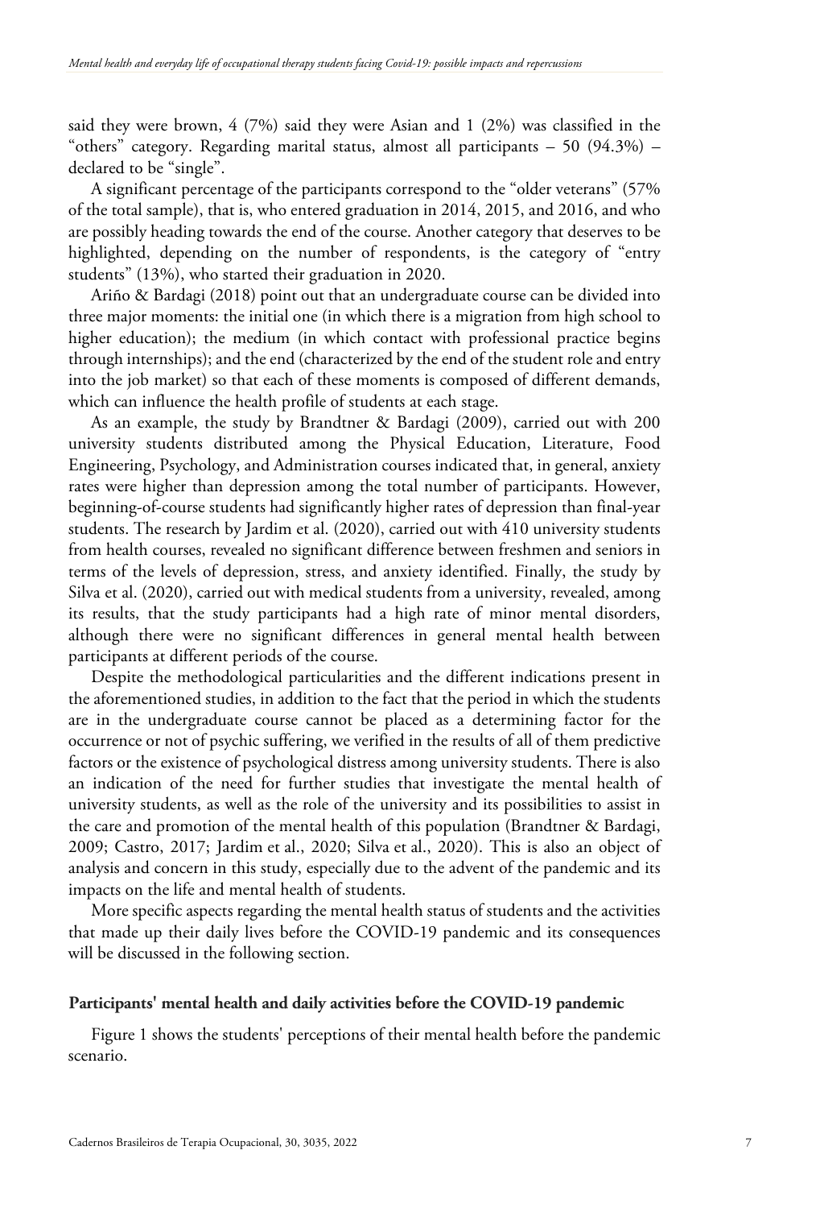said they were brown, 4 (7%) said they were Asian and 1 (2%) was classified in the "others" category. Regarding marital status, almost all participants – 50 (94.3%) – declared to be "single".

A significant percentage of the participants correspond to the "older veterans" (57% of the total sample), that is, who entered graduation in 2014, 2015, and 2016, and who are possibly heading towards the end of the course. Another category that deserves to be highlighted, depending on the number of respondents, is the category of "entry students" (13%), who started their graduation in 2020.

Ariño & Bardagi (2018) point out that an undergraduate course can be divided into three major moments: the initial one (in which there is a migration from high school to higher education); the medium (in which contact with professional practice begins through internships); and the end (characterized by the end of the student role and entry into the job market) so that each of these moments is composed of different demands, which can influence the health profile of students at each stage.

As an example, the study by Brandtner & Bardagi (2009), carried out with 200 university students distributed among the Physical Education, Literature, Food Engineering, Psychology, and Administration courses indicated that, in general, anxiety rates were higher than depression among the total number of participants. However, beginning-of-course students had significantly higher rates of depression than final-year students. The research by Jardim et al. (2020), carried out with 410 university students from health courses, revealed no significant difference between freshmen and seniors in terms of the levels of depression, stress, and anxiety identified. Finally, the study by Silva et al. (2020), carried out with medical students from a university, revealed, among its results, that the study participants had a high rate of minor mental disorders, although there were no significant differences in general mental health between participants at different periods of the course.

Despite the methodological particularities and the different indications present in the aforementioned studies, in addition to the fact that the period in which the students are in the undergraduate course cannot be placed as a determining factor for the occurrence or not of psychic suffering, we verified in the results of all of them predictive factors or the existence of psychological distress among university students. There is also an indication of the need for further studies that investigate the mental health of university students, as well as the role of the university and its possibilities to assist in the care and promotion of the mental health of this population (Brandtner & Bardagi, 2009; Castro, 2017; Jardim et al., 2020; Silva et al., 2020). This is also an object of analysis and concern in this study, especially due to the advent of the pandemic and its impacts on the life and mental health of students.

More specific aspects regarding the mental health status of students and the activities that made up their daily lives before the COVID-19 pandemic and its consequences will be discussed in the following section.

### Participants' mental health and daily activities before the COVID-19 pandemic

Figure 1 shows the students' perceptions of their mental health before the pandemic scenario.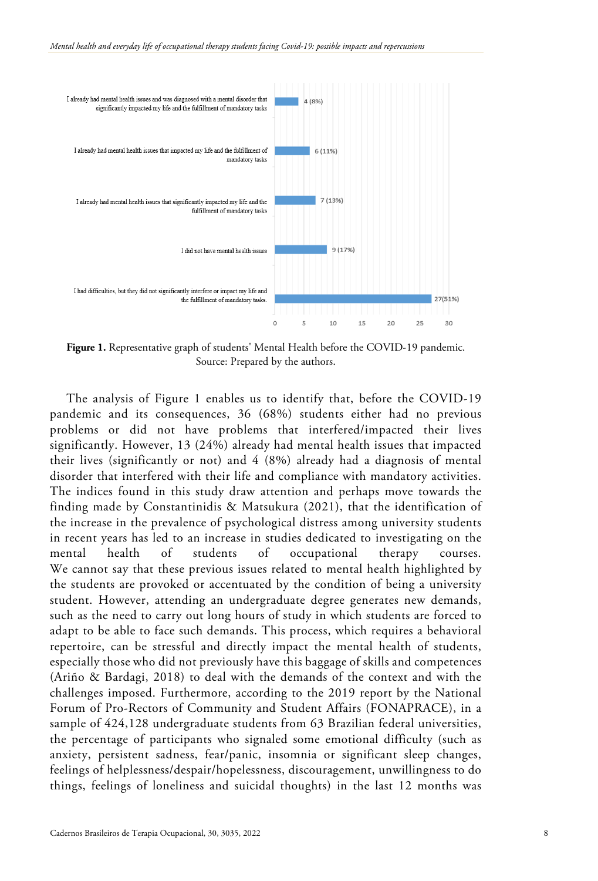| Response | n (%) |
|---|---|
| I already had mental health issues and was diagnosed with a mental disorder that significantly impacted my life and the fulfillment of mandatory tasks | 4 (8%) |
| I already had mental health issues that impacted my life and the fulfillment of mandatory tasks | 6 (11%) |
| I already had mental health issues that significantly impacted my life and the fulfillment of mandatory tasks | 7 (13%) |
| I did not have mental health issues | 9 (17%) |
| I had difficulties, but they did not significantly interfere or impact my life and the fulfillment of mandatory tasks. | 27(51%) |

**Figure 1.** Representative graph of students' Mental Health before the COVID-19 pandemic. Source: Prepared by the authors.

The analysis of Figure 1 enables us to identify that, before the COVID-19 pandemic and its consequences, 36 (68%) students either had no previous problems or did not have problems that interfered/impacted their lives significantly. However, 13 (24%) already had mental health issues that impacted their lives (significantly or not) and 4 (8%) already had a diagnosis of mental disorder that interfered with their life and compliance with mandatory activities. The indices found in this study draw attention and perhaps move towards the finding made by Constantinidis & Matsukura (2021), that the identification of the increase in the prevalence of psychological distress among university students in recent years has led to an increase in studies dedicated to investigating on the mental health of students of occupational therapy courses. We cannot say that these previous issues related to mental health highlighted by the students are provoked or accentuated by the condition of being a university student. However, attending an undergraduate degree generates new demands, such as the need to carry out long hours of study in which students are forced to adapt to be able to face such demands. This process, which requires a behavioral repertoire, can be stressful and directly impact the mental health of students, especially those who did not previously have this baggage of skills and competences (Ariño & Bardagi, 2018) to deal with the demands of the context and with the challenges imposed. Furthermore, according to the 2019 report by the National Forum of Pro-Rectors of Community and Student Affairs (FONAPRACE), in a sample of 424,128 undergraduate students from 63 Brazilian federal universities, the percentage of participants who signaled some emotional difficulty (such as anxiety, persistent sadness, fear/panic, insomnia or significant sleep changes, feelings of helplessness/despair/hopelessness, discouragement, unwillingness to do things, feelings of loneliness and suicidal thoughts) in the last 12 months was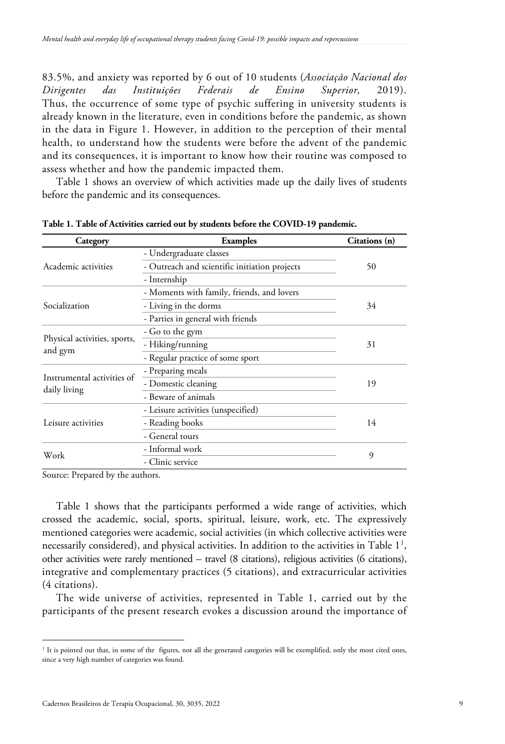83.5%, and anxiety was reported by 6 out of 10 students (*Associação Nacional dos Dirigentes das Instituições Federais de Ensino Superior,* 2019). Thus, the occurrence of some type of psychic suffering in university students is already known in the literature, even in conditions before the pandemic, as shown in the data in Figure 1. However, in addition to the perception of their mental health, to understand how the students were before the advent of the pandemic and its consequences, it is important to know how their routine was composed to assess whether and how the pandemic impacted them.

Table 1 shows an overview of which activities made up the daily lives of students before the pandemic and its consequences.

**Table 1. Table of Activities carried out by students before the COVID-19 pandemic.**

| Category | Examples | Citations (n) |
|---|---|---|
| Academic activities | - Undergraduate classes<br>- Outreach and scientific initiation projects<br>- Internship | 50 |
| Socialization | - Moments with family, friends, and lovers<br>- Living in the dorms<br>- Parties in general with friends | 34 |
| Physical activities, sports, and gym | - Go to the gym<br>- Hiking/running<br>- Regular practice of some sport | 31 |
| Instrumental activities of daily living | - Preparing meals<br>- Domestic cleaning<br>- Beware of animals | 19 |
| Leisure activities | - Leisure activities (unspecified)<br>- Reading books<br>- General tours | 14 |
| Work | - Informal work<br>- Clinic service | 9 |

Source: Prepared by the authors.

Table 1 shows that the participants performed a wide range of activities, which crossed the academic, social, sports, spiritual, leisure, work, etc. The expressively mentioned categories were academic, social activities (in which collective activities were necessarily considered), and physical activities. In addition to the activities in Table 1[1], other activities were rarely mentioned – travel (8 citations), religious activities (6 citations), integrative and complementary practices (5 citations), and extracurricular activities (4 citations).

The wide universe of activities, represented in Table 1, carried out by the participants of the present research evokes a discussion around the importance of

[1] It is pointed out that, in some of the figures, not all the generated categories will be exemplified, only the most cited ones, since a very high number of categories was found.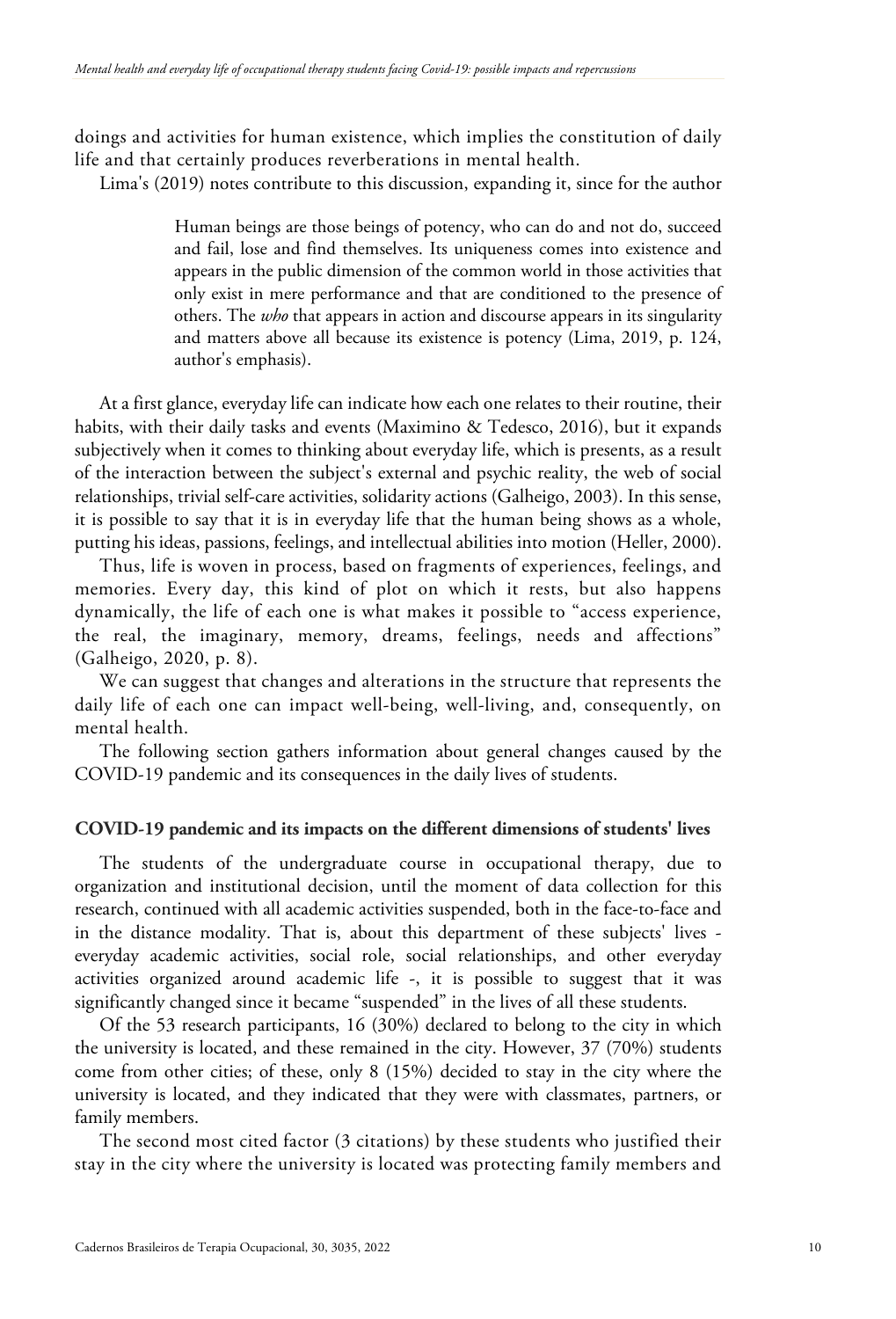doings and activities for human existence, which implies the constitution of daily life and that certainly produces reverberations in mental health.

Lima's (2019) notes contribute to this discussion, expanding it, since for the author

> Human beings are those beings of potency, who can do and not do, succeed and fail, lose and find themselves. Its uniqueness comes into existence and appears in the public dimension of the common world in those activities that only exist in mere performance and that are conditioned to the presence of others. The *who* that appears in action and discourse appears in its singularity and matters above all because its existence is potency (Lima, 2019, p. 124, author's emphasis).

At a first glance, everyday life can indicate how each one relates to their routine, their habits, with their daily tasks and events (Maximino & Tedesco, 2016), but it expands subjectively when it comes to thinking about everyday life, which is presents, as a result of the interaction between the subject's external and psychic reality, the web of social relationships, trivial self-care activities, solidarity actions (Galheigo, 2003). In this sense, it is possible to say that it is in everyday life that the human being shows as a whole, putting his ideas, passions, feelings, and intellectual abilities into motion (Heller, 2000).

Thus, life is woven in process, based on fragments of experiences, feelings, and memories. Every day, this kind of plot on which it rests, but also happens dynamically, the life of each one is what makes it possible to "access experience, the real, the imaginary, memory, dreams, feelings, needs and affections" (Galheigo, 2020, p. 8).

We can suggest that changes and alterations in the structure that represents the daily life of each one can impact well-being, well-living, and, consequently, on mental health.

The following section gathers information about general changes caused by the COVID-19 pandemic and its consequences in the daily lives of students.

### COVID-19 pandemic and its impacts on the different dimensions of students' lives

The students of the undergraduate course in occupational therapy, due to organization and institutional decision, until the moment of data collection for this research, continued with all academic activities suspended, both in the face-to-face and in the distance modality. That is, about this department of these subjects' lives - everyday academic activities, social role, social relationships, and other everyday activities organized around academic life -, it is possible to suggest that it was significantly changed since it became "suspended" in the lives of all these students.

Of the 53 research participants, 16 (30%) declared to belong to the city in which the university is located, and these remained in the city. However, 37 (70%) students come from other cities; of these, only 8 (15%) decided to stay in the city where the university is located, and they indicated that they were with classmates, partners, or family members.

The second most cited factor (3 citations) by these students who justified their stay in the city where the university is located was protecting family members and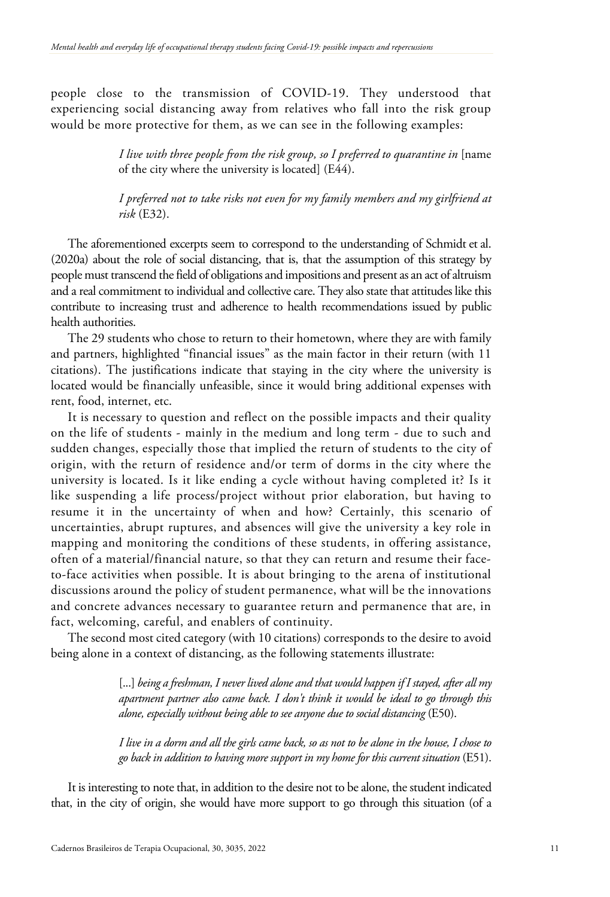people close to the transmission of COVID-19. They understood that experiencing social distancing away from relatives who fall into the risk group would be more protective for them, as we can see in the following examples:

> *I live with three people from the risk group, so I preferred to quarantine in* [name of the city where the university is located] (E44).

> *I preferred not to take risks not even for my family members and my girlfriend at risk* (E32).

The aforementioned excerpts seem to correspond to the understanding of Schmidt et al. (2020a) about the role of social distancing, that is, that the assumption of this strategy by people must transcend the field of obligations and impositions and present as an act of altruism and a real commitment to individual and collective care. They also state that attitudes like this contribute to increasing trust and adherence to health recommendations issued by public health authorities.

The 29 students who chose to return to their hometown, where they are with family and partners, highlighted "financial issues" as the main factor in their return (with 11 citations). The justifications indicate that staying in the city where the university is located would be financially unfeasible, since it would bring additional expenses with rent, food, internet, etc.

It is necessary to question and reflect on the possible impacts and their quality on the life of students - mainly in the medium and long term - due to such and sudden changes, especially those that implied the return of students to the city of origin, with the return of residence and/or term of dorms in the city where the university is located. Is it like ending a cycle without having completed it? Is it like suspending a life process/project without prior elaboration, but having to resume it in the uncertainty of when and how? Certainly, this scenario of uncertainties, abrupt ruptures, and absences will give the university a key role in mapping and monitoring the conditions of these students, in offering assistance, often of a material/financial nature, so that they can return and resume their face-to-face activities when possible. It is about bringing to the arena of institutional discussions around the policy of student permanence, what will be the innovations and concrete advances necessary to guarantee return and permanence that are, in fact, welcoming, careful, and enablers of continuity.

The second most cited category (with 10 citations) corresponds to the desire to avoid being alone in a context of distancing, as the following statements illustrate:

> [...] *being a freshman, I never lived alone and that would happen if I stayed, after all my apartment partner also came back. I don't think it would be ideal to go through this alone, especially without being able to see anyone due to social distancing* (E50).

> *I live in a dorm and all the girls came back, so as not to be alone in the house, I chose to go back in addition to having more support in my home for this current situation* (E51).

It is interesting to note that, in addition to the desire not to be alone, the student indicated that, in the city of origin, she would have more support to go through this situation (of a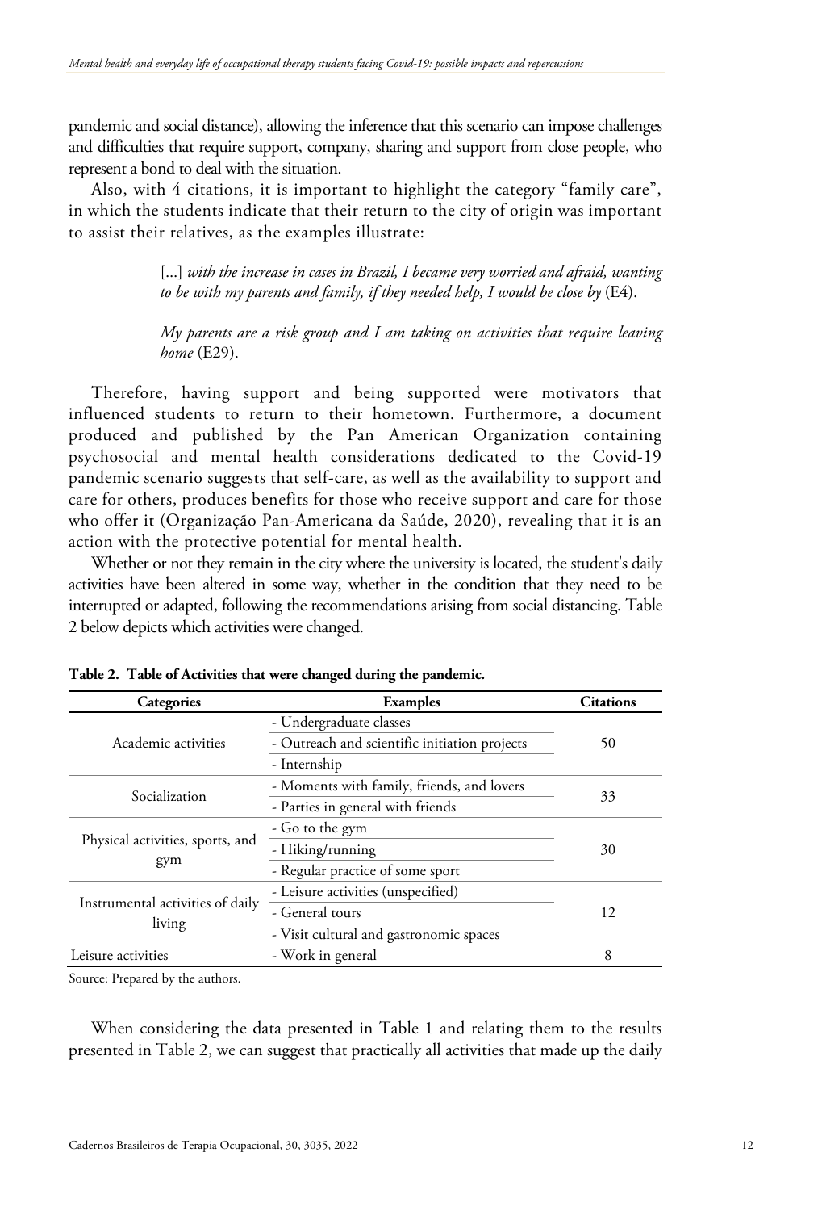pandemic and social distance), allowing the inference that this scenario can impose challenges and difficulties that require support, company, sharing and support from close people, who represent a bond to deal with the situation.

Also, with 4 citations, it is important to highlight the category "family care", in which the students indicate that their return to the city of origin was important to assist their relatives, as the examples illustrate:

> [...] *with the increase in cases in Brazil, I became very worried and afraid, wanting to be with my parents and family, if they needed help, I would be close by* (E4).
>
> *My parents are a risk group and I am taking on activities that require leaving home* (E29).

Therefore, having support and being supported were motivators that influenced students to return to their hometown. Furthermore, a document produced and published by the Pan American Organization containing psychosocial and mental health considerations dedicated to the Covid-19 pandemic scenario suggests that self-care, as well as the availability to support and care for others, produces benefits for those who receive support and care for those who offer it (Organização Pan-Americana da Saúde, 2020), revealing that it is an action with the protective potential for mental health.

Whether or not they remain in the city where the university is located, the student's daily activities have been altered in some way, whether in the condition that they need to be interrupted or adapted, following the recommendations arising from social distancing. Table 2 below depicts which activities were changed.

**Table 2. Table of Activities that were changed during the pandemic.**

| Categories | Examples | Citations |
|---|---|---|
| Academic activities | - Undergraduate classes<br>- Outreach and scientific initiation projects<br>- Internship | 50 |
| Socialization | - Moments with family, friends, and lovers<br>- Parties in general with friends | 33 |
| Physical activities, sports, and gym | - Go to the gym<br>- Hiking/running<br>- Regular practice of some sport | 30 |
| Instrumental activities of daily living | - Leisure activities (unspecified)<br>- General tours<br>- Visit cultural and gastronomic spaces | 12 |
| Leisure activities | - Work in general | 8 |

Source: Prepared by the authors.

When considering the data presented in Table 1 and relating them to the results presented in Table 2, we can suggest that practically all activities that made up the daily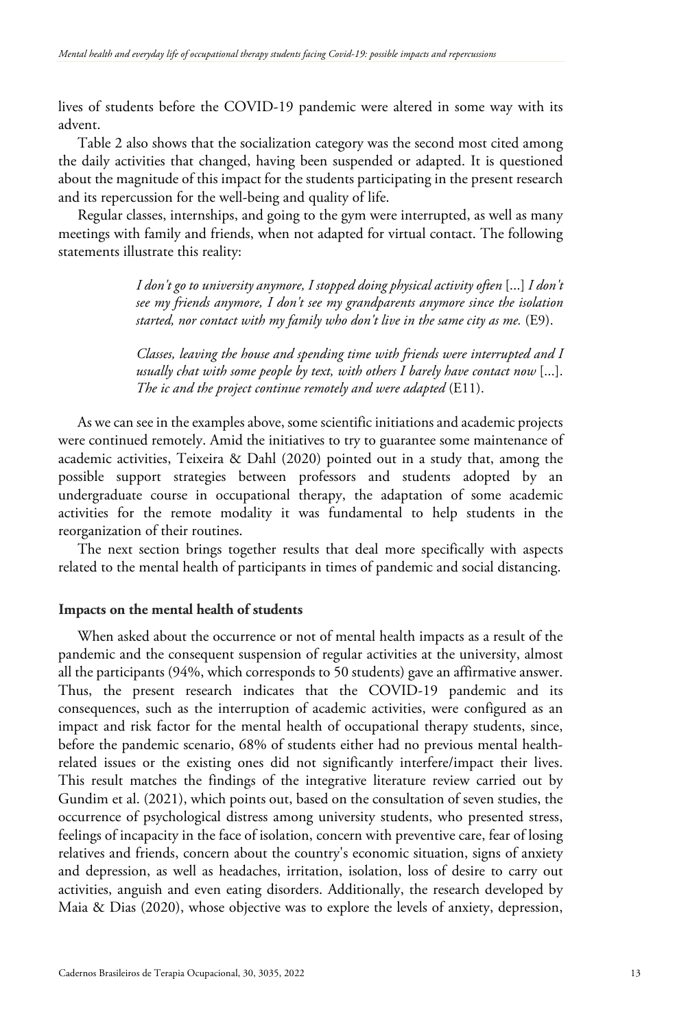lives of students before the COVID-19 pandemic were altered in some way with its advent.

Table 2 also shows that the socialization category was the second most cited among the daily activities that changed, having been suspended or adapted. It is questioned about the magnitude of this impact for the students participating in the present research and its repercussion for the well-being and quality of life.

Regular classes, internships, and going to the gym were interrupted, as well as many meetings with family and friends, when not adapted for virtual contact. The following statements illustrate this reality:

> *I don't go to university anymore, I stopped doing physical activity often* [...] *I don't see my friends anymore, I don't see my grandparents anymore since the isolation started, nor contact with my family who don't live in the same city as me.* (E9).

> *Classes, leaving the house and spending time with friends were interrupted and I usually chat with some people by text, with others I barely have contact now* [...]. *The ic and the project continue remotely and were adapted* (E11).

As we can see in the examples above, some scientific initiations and academic projects were continued remotely. Amid the initiatives to try to guarantee some maintenance of academic activities, Teixeira & Dahl (2020) pointed out in a study that, among the possible support strategies between professors and students adopted by an undergraduate course in occupational therapy, the adaptation of some academic activities for the remote modality it was fundamental to help students in the reorganization of their routines.

The next section brings together results that deal more specifically with aspects related to the mental health of participants in times of pandemic and social distancing.

### Impacts on the mental health of students

When asked about the occurrence or not of mental health impacts as a result of the pandemic and the consequent suspension of regular activities at the university, almost all the participants (94%, which corresponds to 50 students) gave an affirmative answer. Thus, the present research indicates that the COVID-19 pandemic and its consequences, such as the interruption of academic activities, were configured as an impact and risk factor for the mental health of occupational therapy students, since, before the pandemic scenario, 68% of students either had no previous mental health-related issues or the existing ones did not significantly interfere/impact their lives. This result matches the findings of the integrative literature review carried out by Gundim et al. (2021), which points out, based on the consultation of seven studies, the occurrence of psychological distress among university students, who presented stress, feelings of incapacity in the face of isolation, concern with preventive care, fear of losing relatives and friends, concern about the country's economic situation, signs of anxiety and depression, as well as headaches, irritation, isolation, loss of desire to carry out activities, anguish and even eating disorders. Additionally, the research developed by Maia & Dias (2020), whose objective was to explore the levels of anxiety, depression,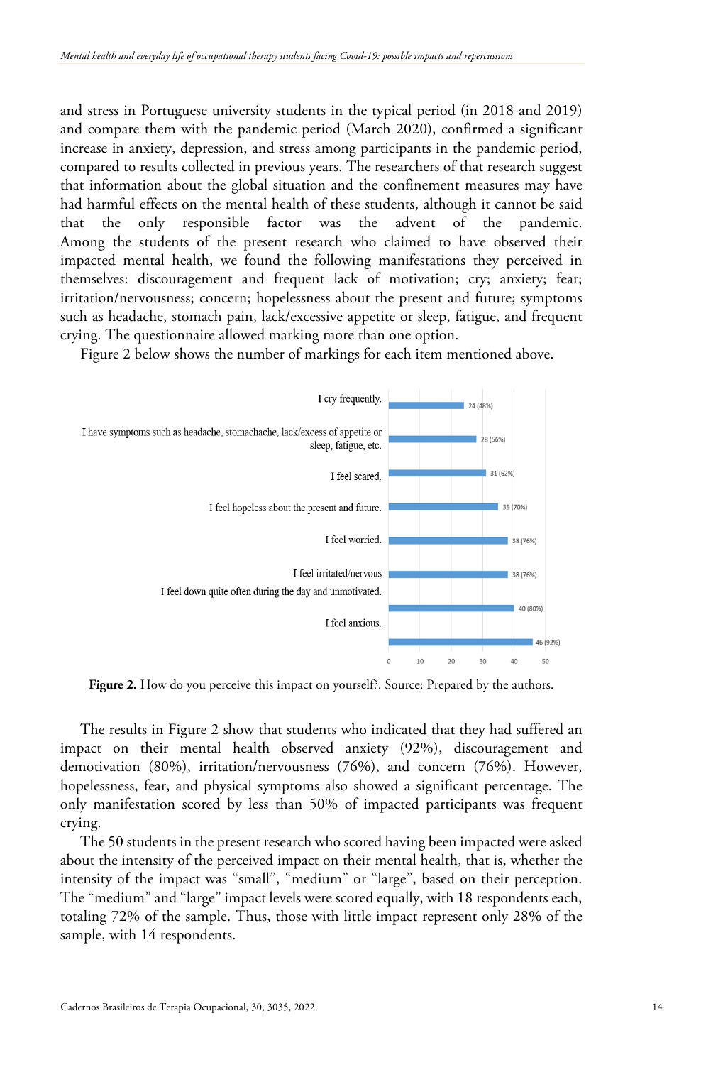and stress in Portuguese university students in the typical period (in 2018 and 2019) and compare them with the pandemic period (March 2020), confirmed a significant increase in anxiety, depression, and stress among participants in the pandemic period, compared to results collected in previous years. The researchers of that research suggest that information about the global situation and the confinement measures may have had harmful effects on the mental health of these students, although it cannot be said that the only responsible factor was the advent of the pandemic. Among the students of the present research who claimed to have observed their impacted mental health, we found the following manifestations they perceived in themselves: discouragement and frequent lack of motivation; cry; anxiety; fear; irritation/nervousness; concern; hopelessness about the present and future; symptoms such as headache, stomach pain, lack/excessive appetite or sleep, fatigue, and frequent crying. The questionnaire allowed marking more than one option.

Figure 2 below shows the number of markings for each item mentioned above.

| Item | Markings |
|---|---|
| I cry frequently. | 24 (48%) |
| I have symptoms such as headache, stomachache, lack/excess of appetite or sleep, fatigue, etc. | 28 (56%) |
| I feel scared. | 31 (62%) |
| I feel hopeless about the present and future. | 35 (70%) |
| I feel worried. | 38 (76%) |
| I feel irritated/nervous | 38 (76%) |
| I feel down quite often during the day and unmotivated. | 40 (80%) |
| I feel anxious. | 46 (92%) |

**Figure 2.** How do you perceive this impact on yourself?. Source: Prepared by the authors.

The results in Figure 2 show that students who indicated that they had suffered an impact on their mental health observed anxiety (92%), discouragement and demotivation (80%), irritation/nervousness (76%), and concern (76%). However, hopelessness, fear, and physical symptoms also showed a significant percentage. The only manifestation scored by less than 50% of impacted participants was frequent crying.

The 50 students in the present research who scored having been impacted were asked about the intensity of the perceived impact on their mental health, that is, whether the intensity of the impact was "small", "medium" or "large", based on their perception. The "medium" and "large" impact levels were scored equally, with 18 respondents each, totaling 72% of the sample. Thus, those with little impact represent only 28% of the sample, with 14 respondents.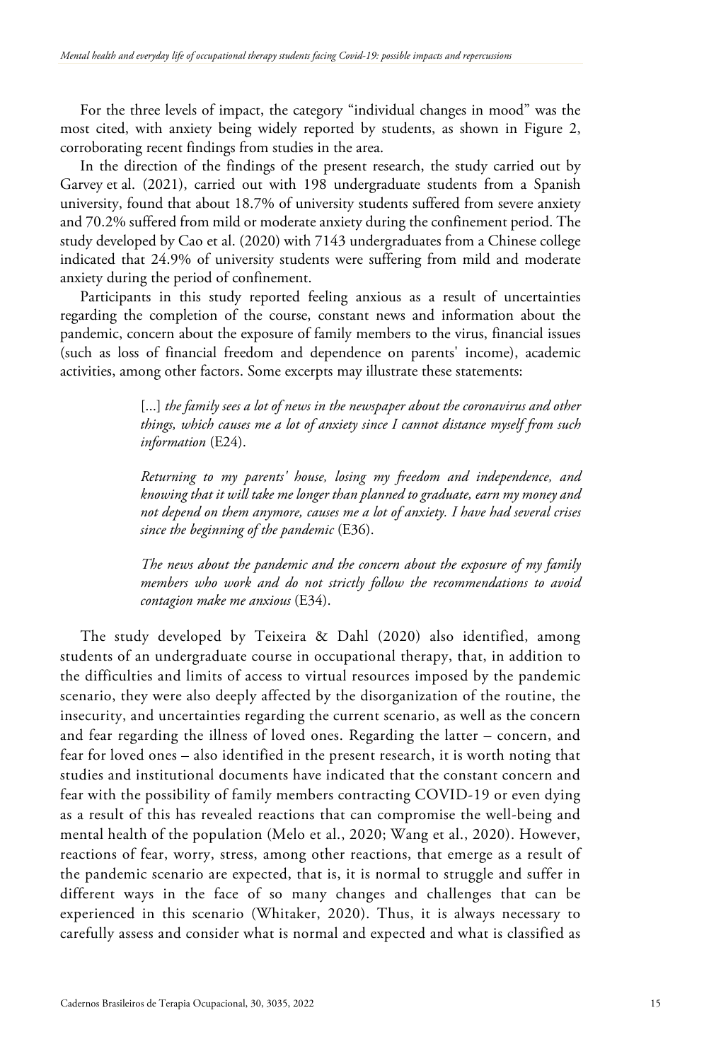For the three levels of impact, the category “individual changes in mood” was the most cited, with anxiety being widely reported by students, as shown in Figure 2, corroborating recent findings from studies in the area.

In the direction of the findings of the present research, the study carried out by Garvey et al. (2021), carried out with 198 undergraduate students from a Spanish university, found that about 18.7% of university students suffered from severe anxiety and 70.2% suffered from mild or moderate anxiety during the confinement period. The study developed by Cao et al. (2020) with 7143 undergraduates from a Chinese college indicated that 24.9% of university students were suffering from mild and moderate anxiety during the period of confinement.

Participants in this study reported feeling anxious as a result of uncertainties regarding the completion of the course, constant news and information about the pandemic, concern about the exposure of family members to the virus, financial issues (such as loss of financial freedom and dependence on parents' income), academic activities, among other factors. Some excerpts may illustrate these statements:

> [...] *the family sees a lot of news in the newspaper about the coronavirus and other things, which causes me a lot of anxiety since I cannot distance myself from such information* (E24).
>
> *Returning to my parents' house, losing my freedom and independence, and knowing that it will take me longer than planned to graduate, earn my money and not depend on them anymore, causes me a lot of anxiety. I have had several crises since the beginning of the pandemic* (E36).
>
> *The news about the pandemic and the concern about the exposure of my family members who work and do not strictly follow the recommendations to avoid contagion make me anxious* (E34).

The study developed by Teixeira & Dahl (2020) also identified, among students of an undergraduate course in occupational therapy, that, in addition to the difficulties and limits of access to virtual resources imposed by the pandemic scenario, they were also deeply affected by the disorganization of the routine, the insecurity, and uncertainties regarding the current scenario, as well as the concern and fear regarding the illness of loved ones. Regarding the latter – concern, and fear for loved ones – also identified in the present research, it is worth noting that studies and institutional documents have indicated that the constant concern and fear with the possibility of family members contracting COVID-19 or even dying as a result of this has revealed reactions that can compromise the well-being and mental health of the population (Melo et al., 2020; Wang et al., 2020). However, reactions of fear, worry, stress, among other reactions, that emerge as a result of the pandemic scenario are expected, that is, it is normal to struggle and suffer in different ways in the face of so many changes and challenges that can be experienced in this scenario (Whitaker, 2020). Thus, it is always necessary to carefully assess and consider what is normal and expected and what is classified as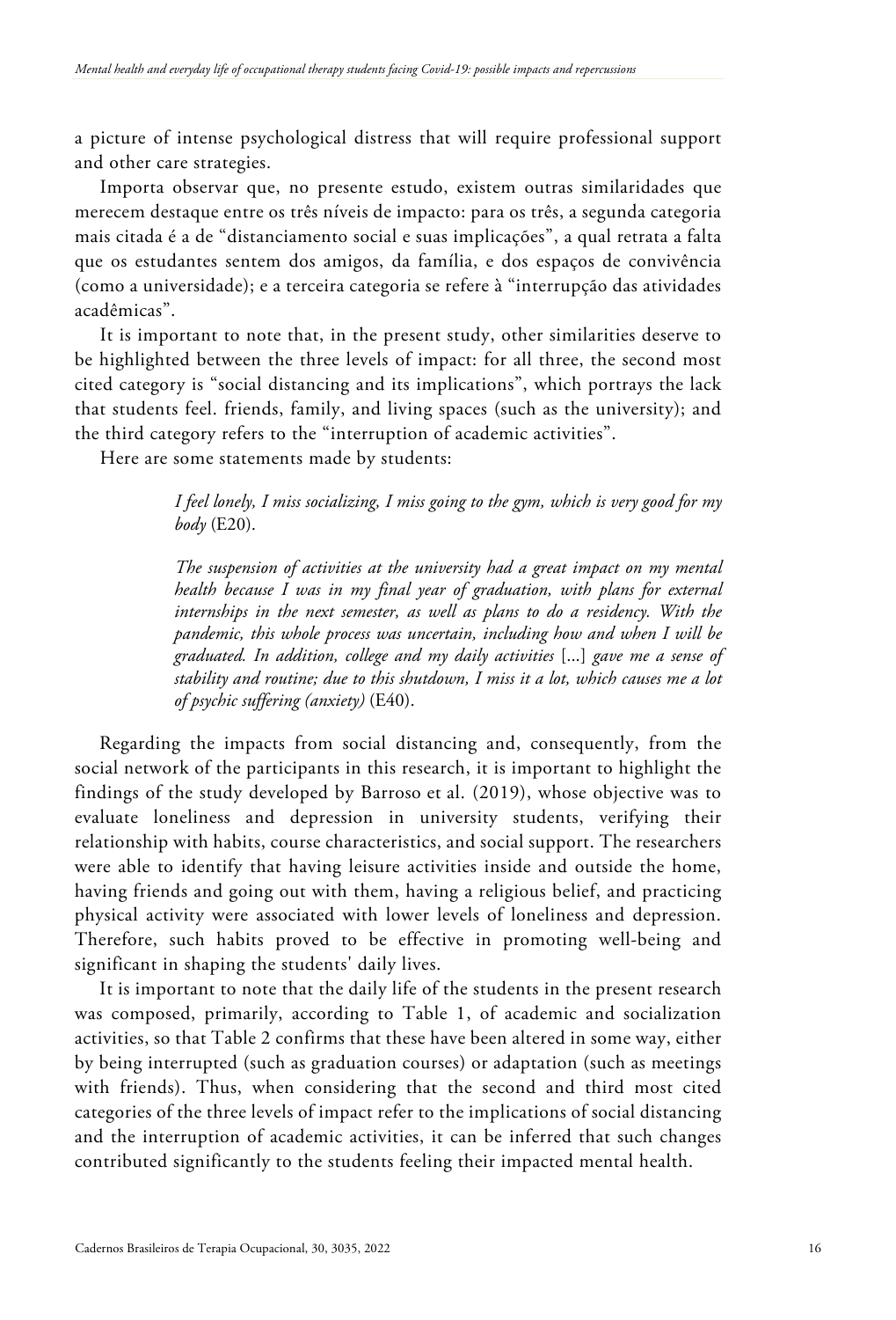a picture of intense psychological distress that will require professional support and other care strategies.

Importa observar que, no presente estudo, existem outras similaridades que merecem destaque entre os três níveis de impacto: para os três, a segunda categoria mais citada é a de "distanciamento social e suas implicações", a qual retrata a falta que os estudantes sentem dos amigos, da família, e dos espaços de convivência (como a universidade); e a terceira categoria se refere à "interrupção das atividades acadêmicas".

It is important to note that, in the present study, other similarities deserve to be highlighted between the three levels of impact: for all three, the second most cited category is "social distancing and its implications", which portrays the lack that students feel. friends, family, and living spaces (such as the university); and the third category refers to the "interruption of academic activities".

Here are some statements made by students:

> *I feel lonely, I miss socializing, I miss going to the gym, which is very good for my body* (E20).
>
> *The suspension of activities at the university had a great impact on my mental health because I was in my final year of graduation, with plans for external internships in the next semester, as well as plans to do a residency. With the pandemic, this whole process was uncertain, including how and when I will be graduated. In addition, college and my daily activities* [...] *gave me a sense of stability and routine; due to this shutdown, I miss it a lot, which causes me a lot of psychic suffering (anxiety)* (E40).

Regarding the impacts from social distancing and, consequently, from the social network of the participants in this research, it is important to highlight the findings of the study developed by Barroso et al. (2019), whose objective was to evaluate loneliness and depression in university students, verifying their relationship with habits, course characteristics, and social support. The researchers were able to identify that having leisure activities inside and outside the home, having friends and going out with them, having a religious belief, and practicing physical activity were associated with lower levels of loneliness and depression. Therefore, such habits proved to be effective in promoting well-being and significant in shaping the students' daily lives.

It is important to note that the daily life of the students in the present research was composed, primarily, according to Table 1, of academic and socialization activities, so that Table 2 confirms that these have been altered in some way, either by being interrupted (such as graduation courses) or adaptation (such as meetings with friends). Thus, when considering that the second and third most cited categories of the three levels of impact refer to the implications of social distancing and the interruption of academic activities, it can be inferred that such changes contributed significantly to the students feeling their impacted mental health.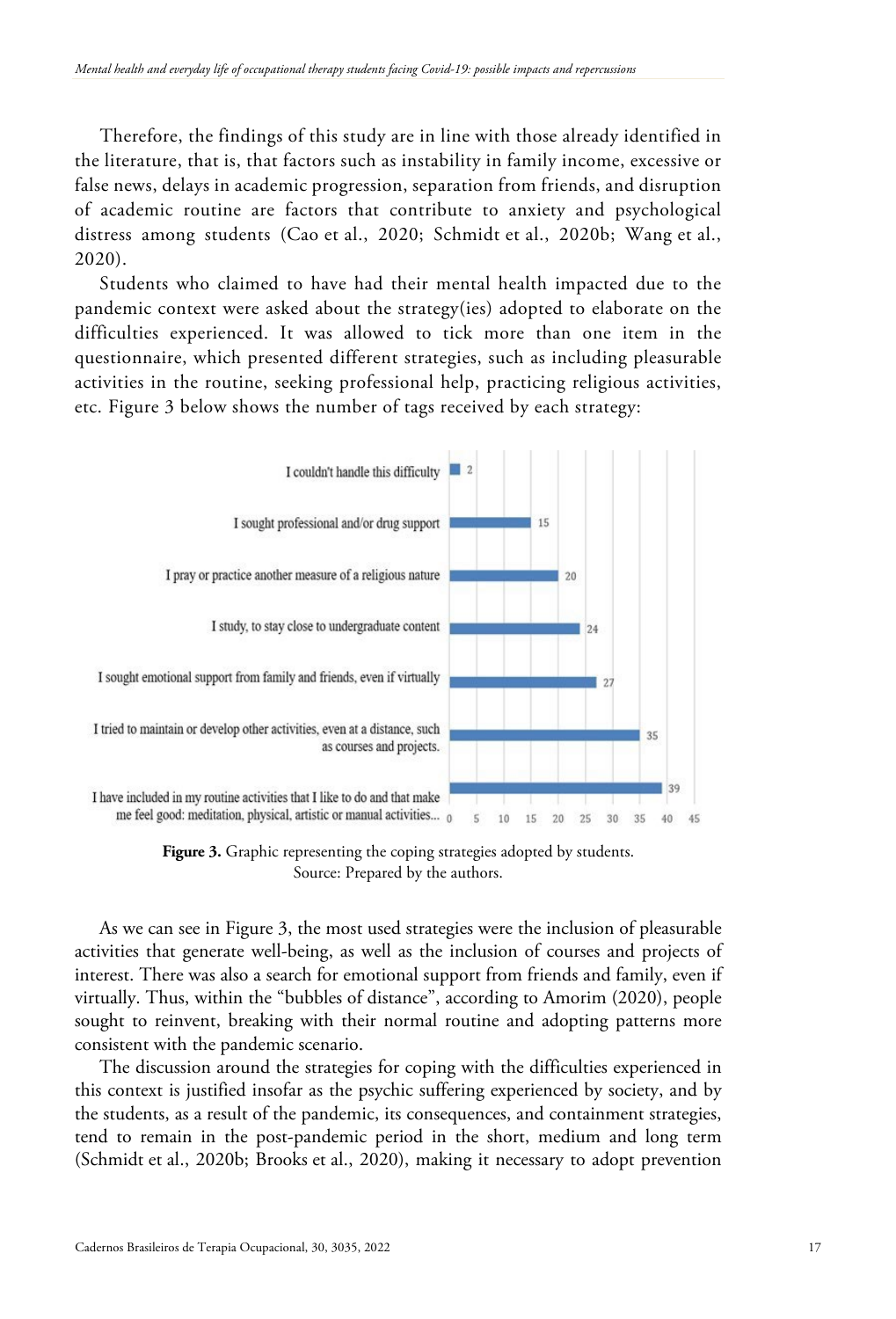Therefore, the findings of this study are in line with those already identified in the literature, that is, that factors such as instability in family income, excessive or false news, delays in academic progression, separation from friends, and disruption of academic routine are factors that contribute to anxiety and psychological distress among students (Cao et al., 2020; Schmidt et al., 2020b; Wang et al., 2020).

Students who claimed to have had their mental health impacted due to the pandemic context were asked about the strategy(ies) adopted to elaborate on the difficulties experienced. It was allowed to tick more than one item in the questionnaire, which presented different strategies, such as including pleasurable activities in the routine, seeking professional help, practicing religious activities, etc. Figure 3 below shows the number of tags received by each strategy:

| Strategy | Number |
| --- | --- |
| I couldn't handle this difficulty | 2 |
| I sought professional and/or drug support | 15 |
| I pray or practice another measure of a religious nature | 20 |
| I study, to stay close to undergraduate content | 24 |
| I sought emotional support from family and friends, even if virtually | 27 |
| I tried to maintain or develop other activities, even at a distance, such as courses and projects. | 35 |
| I have included in my routine activities that I like to do and that make me feel good: meditation, physical, artistic or manual activities... | 39 |

**Figure 3.** Graphic representing the coping strategies adopted by students.
Source: Prepared by the authors.

As we can see in Figure 3, the most used strategies were the inclusion of pleasurable activities that generate well-being, as well as the inclusion of courses and projects of interest. There was also a search for emotional support from friends and family, even if virtually. Thus, within the "bubbles of distance", according to Amorim (2020), people sought to reinvent, breaking with their normal routine and adopting patterns more consistent with the pandemic scenario.

The discussion around the strategies for coping with the difficulties experienced in this context is justified insofar as the psychic suffering experienced by society, and by the students, as a result of the pandemic, its consequences, and containment strategies, tend to remain in the post-pandemic period in the short, medium and long term (Schmidt et al., 2020b; Brooks et al., 2020), making it necessary to adopt prevention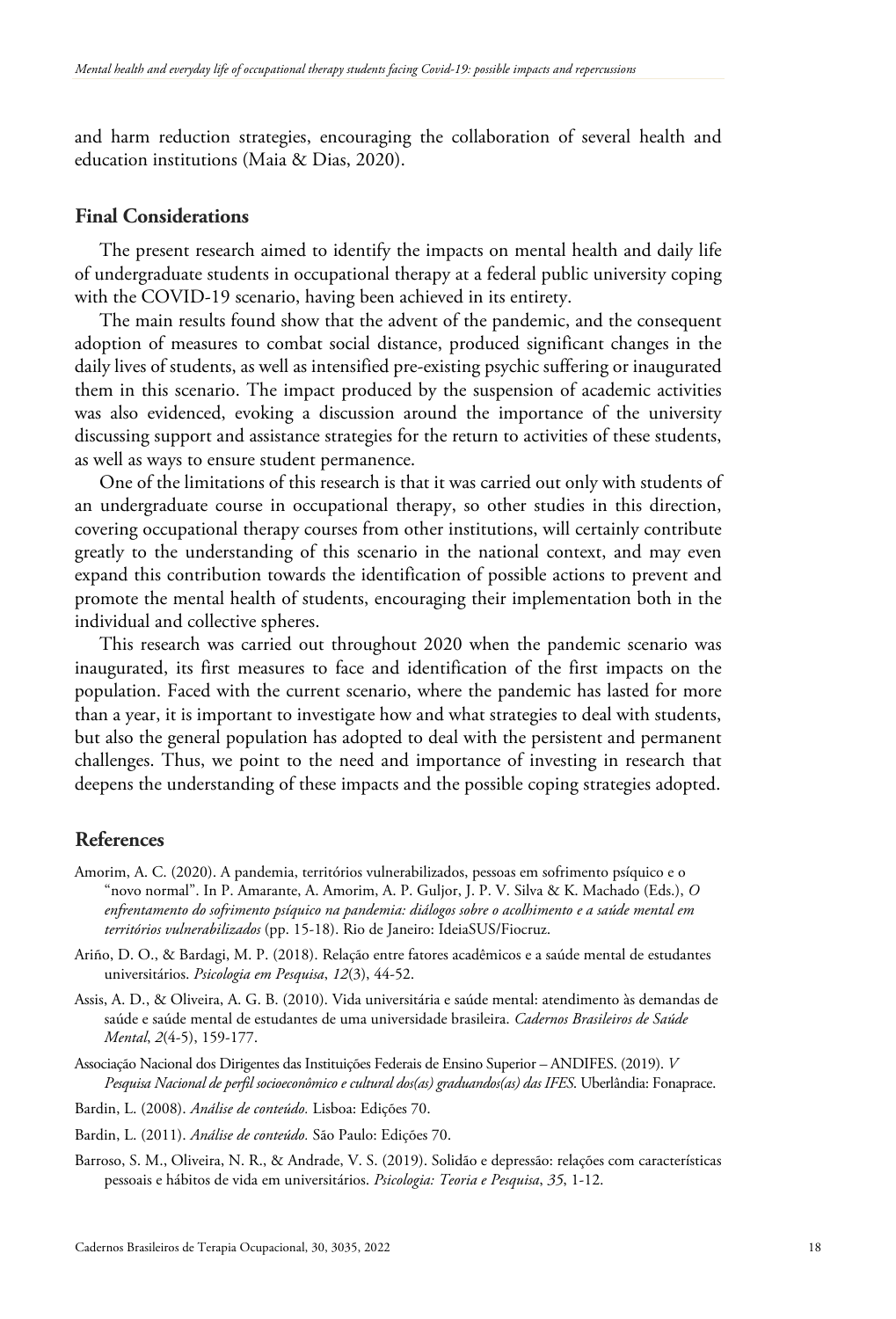and harm reduction strategies, encouraging the collaboration of several health and education institutions (Maia & Dias, 2020).

## Final Considerations

The present research aimed to identify the impacts on mental health and daily life of undergraduate students in occupational therapy at a federal public university coping with the COVID-19 scenario, having been achieved in its entirety.

The main results found show that the advent of the pandemic, and the consequent adoption of measures to combat social distance, produced significant changes in the daily lives of students, as well as intensified pre-existing psychic suffering or inaugurated them in this scenario. The impact produced by the suspension of academic activities was also evidenced, evoking a discussion around the importance of the university discussing support and assistance strategies for the return to activities of these students, as well as ways to ensure student permanence.

One of the limitations of this research is that it was carried out only with students of an undergraduate course in occupational therapy, so other studies in this direction, covering occupational therapy courses from other institutions, will certainly contribute greatly to the understanding of this scenario in the national context, and may even expand this contribution towards the identification of possible actions to prevent and promote the mental health of students, encouraging their implementation both in the individual and collective spheres.

This research was carried out throughout 2020 when the pandemic scenario was inaugurated, its first measures to face and identification of the first impacts on the population. Faced with the current scenario, where the pandemic has lasted for more than a year, it is important to investigate how and what strategies to deal with students, but also the general population has adopted to deal with the persistent and permanent challenges. Thus, we point to the need and importance of investing in research that deepens the understanding of these impacts and the possible coping strategies adopted.

## References

Amorim, A. C. (2020). A pandemia, territórios vulnerabilizados, pessoas em sofrimento psíquico e o "novo normal". In P. Amarante, A. Amorim, A. P. Guljor, J. P. V. Silva & K. Machado (Eds.), *O enfrentamento do sofrimento psíquico na pandemia: diálogos sobre o acolhimento e a saúde mental em territórios vulnerabilizados* (pp. 15-18). Rio de Janeiro: IdeiaSUS/Fiocruz.

Ariño, D. O., & Bardagi, M. P. (2018). Relação entre fatores acadêmicos e a saúde mental de estudantes universitários. *Psicologia em Pesquisa*, *12*(3), 44-52.

Assis, A. D., & Oliveira, A. G. B. (2010). Vida universitária e saúde mental: atendimento às demandas de saúde e saúde mental de estudantes de uma universidade brasileira. *Cadernos Brasileiros de Saúde Mental*, *2*(4-5), 159-177.

Associação Nacional dos Dirigentes das Instituições Federais de Ensino Superior – ANDIFES. (2019). *V Pesquisa Nacional de perfil socioeconômico e cultural dos(as) graduandos(as) das IFES*. Uberlândia: Fonaprace.

Bardin, L. (2008). *Análise de conteúdo.* Lisboa: Edições 70.

Bardin, L. (2011). *Análise de conteúdo.* São Paulo: Edições 70.

Barroso, S. M., Oliveira, N. R., & Andrade, V. S. (2019). Solidão e depressão: relações com características pessoais e hábitos de vida em universitários. *Psicologia: Teoria e Pesquisa*, *35*, 1-12.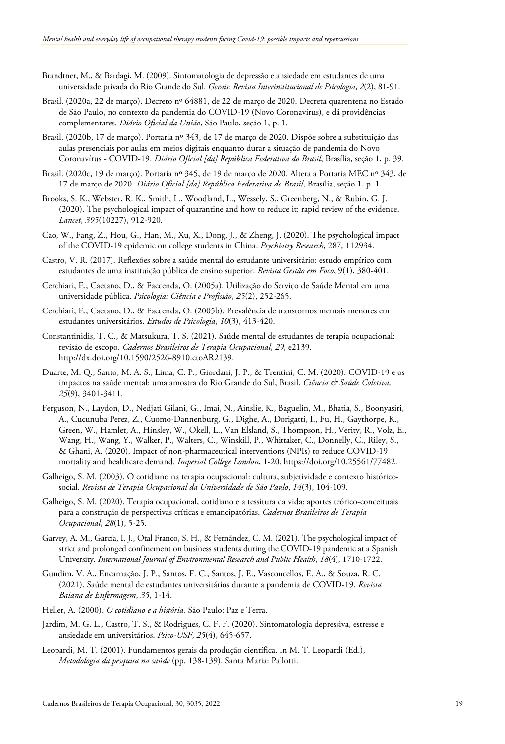Brandtner, M., & Bardagi, M. (2009). Sintomatologia de depressão e ansiedade em estudantes de uma universidade privada do Rio Grande do Sul. *Gerais: Revista Interinstitucional de Psicologia*, *2*(2), 81-91.

Brasil. (2020a, 22 de março). Decreto nº 64881, de 22 de março de 2020. Decreta quarentena no Estado de São Paulo, no contexto da pandemia do COVID-19 (Novo Coronavírus), e dá providências complementares. *Diário Oficial da União*, São Paulo, seção 1, p. 1.

Brasil. (2020b, 17 de março). Portaria nº 343, de 17 de março de 2020. Dispõe sobre a substituição das aulas presenciais por aulas em meios digitais enquanto durar a situação de pandemia do Novo Coronavírus - COVID-19. *Diário Oficial [da] República Federativa do Brasil*, Brasília, seção 1, p. 39.

Brasil. (2020c, 19 de março). Portaria nº 345, de 19 de março de 2020. Altera a Portaria MEC nº 343, de 17 de março de 2020. *Diário Oficial [da] República Federativa do Brasil*, Brasília, seção 1, p. 1.

Brooks, S. K., Webster, R. K., Smith, L., Woodland, L., Wessely, S., Greenberg, N., & Rubin, G. J. (2020). The psychological impact of quarantine and how to reduce it: rapid review of the evidence. *Lancet*, *395*(10227), 912-920.

Cao, W., Fang, Z., Hou, G., Han, M., Xu, X., Dong, J., & Zheng, J. (2020). The psychological impact of the COVID-19 epidemic on college students in China. *Psychiatry Research*, 287, 112934.

Castro, V. R. (2017). Reflexões sobre a saúde mental do estudante universitário: estudo empírico com estudantes de uma instituição pública de ensino superior. *Revista Gestão em Foco*, 9(1), 380-401.

Cerchiari, E., Caetano, D., & Faccenda, O. (2005a). Utilização do Serviço de Saúde Mental em uma universidade pública. *Psicologia: Ciência e Profissão*, *25*(2), 252-265.

Cerchiari, E., Caetano, D., & Faccenda, O. (2005b). Prevalência de transtornos mentais menores em estudantes universitários. *Estudos de Psicologia*, *10*(3), 413-420.

Constantinidis, T. C., & Matsukura, T. S. (2021). Saúde mental de estudantes de terapia ocupacional: revisão de escopo. *Cadernos Brasileiros de Terapia Ocupacional*, *29*, e2139. http://dx.doi.org/10.1590/2526-8910.ctoAR2139.

Duarte, M. Q., Santo, M. A. S., Lima, C. P., Giordani, J. P., & Trentini, C. M. (2020). COVID-19 e os impactos na saúde mental: uma amostra do Rio Grande do Sul, Brasil. *Ciência & Saúde Coletiva, 25*(9), 3401-3411.

Ferguson, N., Laydon, D., Nedjati Gilani, G., Imai, N., Ainslie, K., Baguelin, M., Bhatia, S., Boonyasiri, A., Cucunuba Perez, Z., Cuomo-Dannenburg, G., Dighe, A., Dorigatti, I., Fu, H., Gaythorpe, K., Green, W., Hamlet, A., Hinsley, W., Okell, L., Van Elsland, S., Thompson, H., Verity, R., Volz, E., Wang, H., Wang, Y., Walker, P., Walters, C., Winskill, P., Whittaker, C., Donnelly, C., Riley, S., & Ghani, A. (2020). Impact of non-pharmaceutical interventions (NPIs) to reduce COVID-19 mortality and healthcare demand. *Imperial College London*, 1-20. https://doi.org/10.25561/77482.

Galheigo, S. M. (2003). O cotidiano na terapia ocupacional: cultura, subjetividade e contexto histórico-social. *Revista de Terapia Ocupacional da Universidade de São Paulo*, *14*(3), 104-109.

Galheigo, S. M. (2020). Terapia ocupacional, cotidiano e a tessitura da vida: aportes teórico-conceituais para a construção de perspectivas críticas e emancipatórias. *Cadernos Brasileiros de Terapia Ocupacional*, *28*(1), 5-25.

Garvey, A. M., García, I. J., Otal Franco, S. H., & Fernández, C. M. (2021). The psychological impact of strict and prolonged confinement on business students during the COVID-19 pandemic at a Spanish University. *International Journal of Environmental Research and Public Health*, *18*(4), 1710-1722.

Gundim, V. A., Encarnação, J. P., Santos, F. C., Santos, J. E., Vasconcellos, E. A., & Souza, R. C. (2021). Saúde mental de estudantes universitários durante a pandemia de COVID-19. *Revista Baiana de Enfermagem*, *35*, 1-14.

Heller, A. (2000). *O cotidiano e a história.* São Paulo: Paz e Terra.

Jardim, M. G. L., Castro, T. S., & Rodrigues, C. F. F. (2020). Sintomatologia depressiva, estresse e ansiedade em universitários. *Psico-USF*, *25*(4), 645-657.

Leopardi, M. T. (2001). Fundamentos gerais da produção científica. In M. T. Leopardi (Ed.), *Metodologia da pesquisa na saúde* (pp. 138-139). Santa Maria: Pallotti.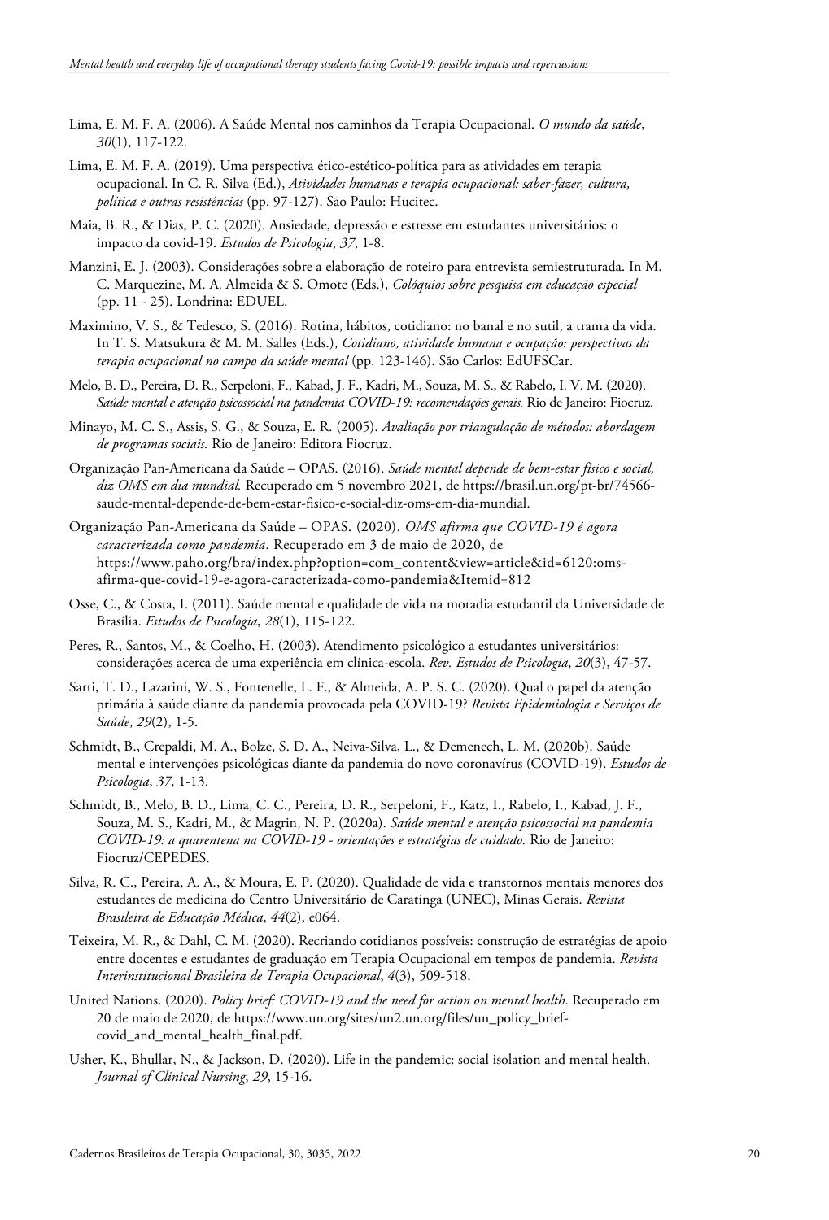Lima, E. M. F. A. (2006). A Saúde Mental nos caminhos da Terapia Ocupacional. *O mundo da saúde*, *30*(1), 117-122.

Lima, E. M. F. A. (2019). Uma perspectiva ético-estético-política para as atividades em terapia ocupacional. In C. R. Silva (Ed.), *Atividades humanas e terapia ocupacional: saber-fazer, cultura, política e outras resistências* (pp. 97-127). São Paulo: Hucitec.

Maia, B. R., & Dias, P. C. (2020). Ansiedade, depressão e estresse em estudantes universitários: o impacto da covid-19. *Estudos de Psicologia*, *37*, 1-8.

Manzini, E. J. (2003). Considerações sobre a elaboração de roteiro para entrevista semiestruturada. In M. C. Marquezine, M. A. Almeida & S. Omote (Eds.), *Colóquios sobre pesquisa em educação especial* (pp. 11 - 25). Londrina: EDUEL.

Maximino, V. S., & Tedesco, S. (2016). Rotina, hábitos, cotidiano: no banal e no sutil, a trama da vida. In T. S. Matsukura & M. M. Salles (Eds.), *Cotidiano, atividade humana e ocupação: perspectivas da terapia ocupacional no campo da saúde mental* (pp. 123-146). São Carlos: EdUFSCar.

Melo, B. D., Pereira, D. R., Serpeloni, F., Kabad, J. F., Kadri, M., Souza, M. S., & Rabelo, I. V. M. (2020). *Saúde mental e atenção psicossocial na pandemia COVID-19: recomendações gerais.* Rio de Janeiro: Fiocruz.

Minayo, M. C. S., Assis, S. G., & Souza, E. R. (2005). *Avaliação por triangulação de métodos: abordagem de programas sociais.* Rio de Janeiro: Editora Fiocruz.

Organização Pan-Americana da Saúde – OPAS. (2016). *Saúde mental depende de bem-estar físico e social, diz OMS em dia mundial.* Recuperado em 5 novembro 2021, de https://brasil.un.org/pt-br/74566-saude-mental-depende-de-bem-estar-fisico-e-social-diz-oms-em-dia-mundial.

Organização Pan-Americana da Saúde – OPAS. (2020). *OMS afirma que COVID-19 é agora caracterizada como pandemia*. Recuperado em 3 de maio de 2020, de https://www.paho.org/bra/index.php?option=com_content&view=article&id=6120:oms-afirma-que-covid-19-e-agora-caracterizada-como-pandemia&Itemid=812

Osse, C., & Costa, I. (2011). Saúde mental e qualidade de vida na moradia estudantil da Universidade de Brasília. *Estudos de Psicologia*, *28*(1), 115-122.

Peres, R., Santos, M., & Coelho, H. (2003). Atendimento psicológico a estudantes universitários: considerações acerca de uma experiência em clínica-escola. *Rev. Estudos de Psicologia*, *20*(3), 47-57.

Sarti, T. D., Lazarini, W. S., Fontenelle, L. F., & Almeida, A. P. S. C. (2020). Qual o papel da atenção primária à saúde diante da pandemia provocada pela COVID-19? *Revista Epidemiologia e Serviços de Saúde*, *29*(2), 1-5.

Schmidt, B., Crepaldi, M. A., Bolze, S. D. A., Neiva-Silva, L., & Demenech, L. M. (2020b). Saúde mental e intervenções psicológicas diante da pandemia do novo coronavírus (COVID-19). *Estudos de Psicologia*, *37*, 1-13.

Schmidt, B., Melo, B. D., Lima, C. C., Pereira, D. R., Serpeloni, F., Katz, I., Rabelo, I., Kabad, J. F., Souza, M. S., Kadri, M., & Magrin, N. P. (2020a). *Saúde mental e atenção psicossocial na pandemia COVID-19: a quarentena na COVID-19 - orientações e estratégias de cuidado.* Rio de Janeiro: Fiocruz/CEPEDES.

Silva, R. C., Pereira, A. A., & Moura, E. P. (2020). Qualidade de vida e transtornos mentais menores dos estudantes de medicina do Centro Universitário de Caratinga (UNEC), Minas Gerais. *Revista Brasileira de Educação Médica*, *44*(2), e064.

Teixeira, M. R., & Dahl, C. M. (2020). Recriando cotidianos possíveis: construção de estratégias de apoio entre docentes e estudantes de graduação em Terapia Ocupacional em tempos de pandemia. *Revista Interinstitucional Brasileira de Terapia Ocupacional*, *4*(3), 509-518.

United Nations. (2020). *Policy brief: COVID-19 and the need for action on mental health*. Recuperado em 20 de maio de 2020, de https://www.un.org/sites/un2.un.org/files/un_policy_brief-covid_and_mental_health_final.pdf.

Usher, K., Bhullar, N., & Jackson, D. (2020). Life in the pandemic: social isolation and mental health. *Journal of Clinical Nursing*, *29*, 15-16.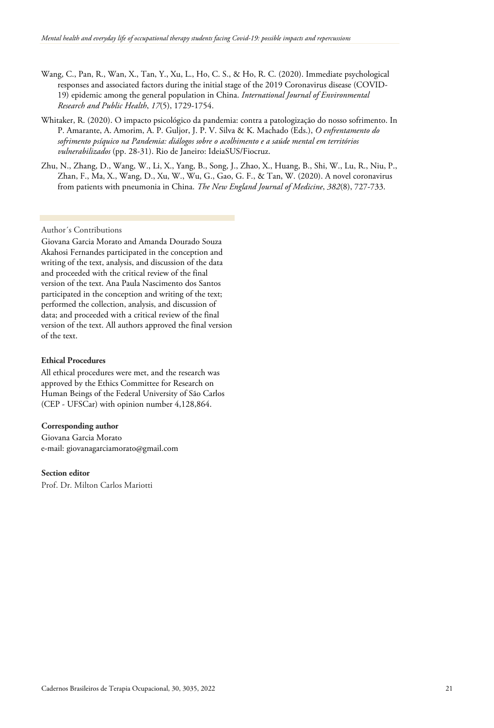Wang, C., Pan, R., Wan, X., Tan, Y., Xu, L., Ho, C. S., & Ho, R. C. (2020). Immediate psychological responses and associated factors during the initial stage of the 2019 Coronavirus disease (COVID-19) epidemic among the general population in China. *International Journal of Environmental Research and Public Health*, *17*(5), 1729-1754.

Whitaker, R. (2020). O impacto psicológico da pandemia: contra a patologização do nosso sofrimento. In P. Amarante, A. Amorim, A. P. Guljor, J. P. V. Silva & K. Machado (Eds.), *O enfrentamento do sofrimento psíquico na Pandemia: diálogos sobre o acolhimento e a saúde mental em territórios vulnerabilizados* (pp. 28-31). Rio de Janeiro: IdeiaSUS/Fiocruz.

Zhu, N., Zhang, D., Wang, W., Li, X., Yang, B., Song, J., Zhao, X., Huang, B., Shi, W., Lu, R., Niu, P., Zhan, F., Ma, X., Wang, D., Xu, W., Wu, G., Gao, G. F., & Tan, W. (2020). A novel coronavirus from patients with pneumonia in China. *The New England Journal of Medicine*, *382*(8), 727-733.

Author´s Contributions

Giovana Garcia Morato and Amanda Dourado Souza Akahosi Fernandes participated in the conception and writing of the text, analysis, and discussion of the data and proceeded with the critical review of the final version of the text. Ana Paula Nascimento dos Santos participated in the conception and writing of the text; performed the collection, analysis, and discussion of data; and proceeded with a critical review of the final version of the text. All authors approved the final version of the text.

**Ethical Procedures**

All ethical procedures were met, and the research was approved by the Ethics Committee for Research on Human Beings of the Federal University of São Carlos (CEP - UFSCar) with opinion number 4,128,864.

**Corresponding author**

Giovana Garcia Morato
e-mail: giovanagarciamorato@gmail.com

**Section editor**

Prof. Dr. Milton Carlos Mariotti